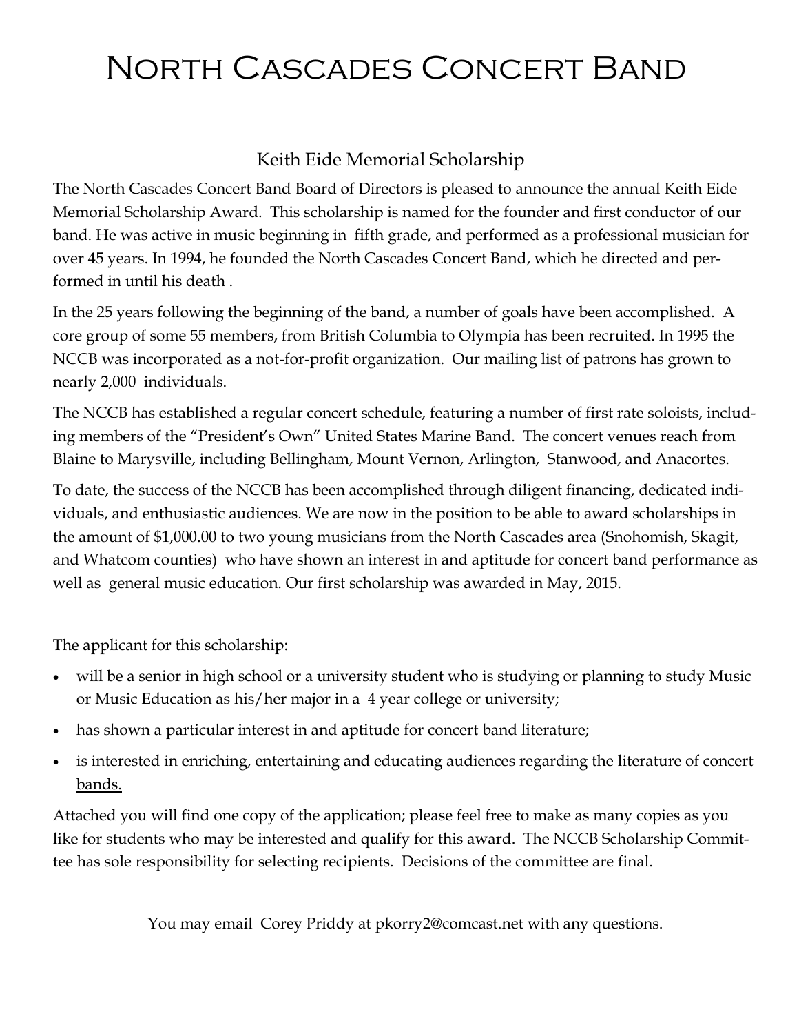# North Cascades Concert Band

## Keith Eide Memorial Scholarship

The North Cascades Concert Band Board of Directors is pleased to announce the annual Keith Eide Memorial Scholarship Award. This scholarship is named for the founder and first conductor of our band. He was active in music beginning in fifth grade, and performed as a professional musician for over 45 years. In 1994, he founded the North Cascades Concert Band, which he directed and performed in until his death .

In the 25 years following the beginning of the band, a number of goals have been accomplished. A core group of some 55 members, from British Columbia to Olympia has been recruited. In 1995 the NCCB was incorporated as a not-for-profit organization. Our mailing list of patrons has grown to nearly 2,000 individuals.

The NCCB has established a regular concert schedule, featuring a number of first rate soloists, including members of the "President's Own" United States Marine Band. The concert venues reach from Blaine to Marysville, including Bellingham, Mount Vernon, Arlington, Stanwood, and Anacortes.

To date, the success of the NCCB has been accomplished through diligent financing, dedicated individuals, and enthusiastic audiences. We are now in the position to be able to award scholarships in the amount of $1,000.00 to two young musicians from the North Cascades area (Snohomish, Skagit, and Whatcom counties) who have shown an interest in and aptitude for concert band performance as well as general music education. Our first scholarship was awarded in May, 2015.

The applicant for this scholarship:

- will be a senior in high school or a university student who is studying or planning to study Music or Music Education as his/her major in a 4 year college or university;
- has shown a particular interest in and aptitude for <u>concert band literature</u>;
- is interested in enriching, entertaining and educating audiences regarding the <u>literature of concert bands.</u>

Attached you will find one copy of the application; please feel free to make as many copies as you like for students who may be interested and qualify for this award. The NCCB Scholarship Committee has sole responsibility for selecting recipients. Decisions of the committee are final.

You may email Corey Priddy at pkorry2@comcast.net with any questions.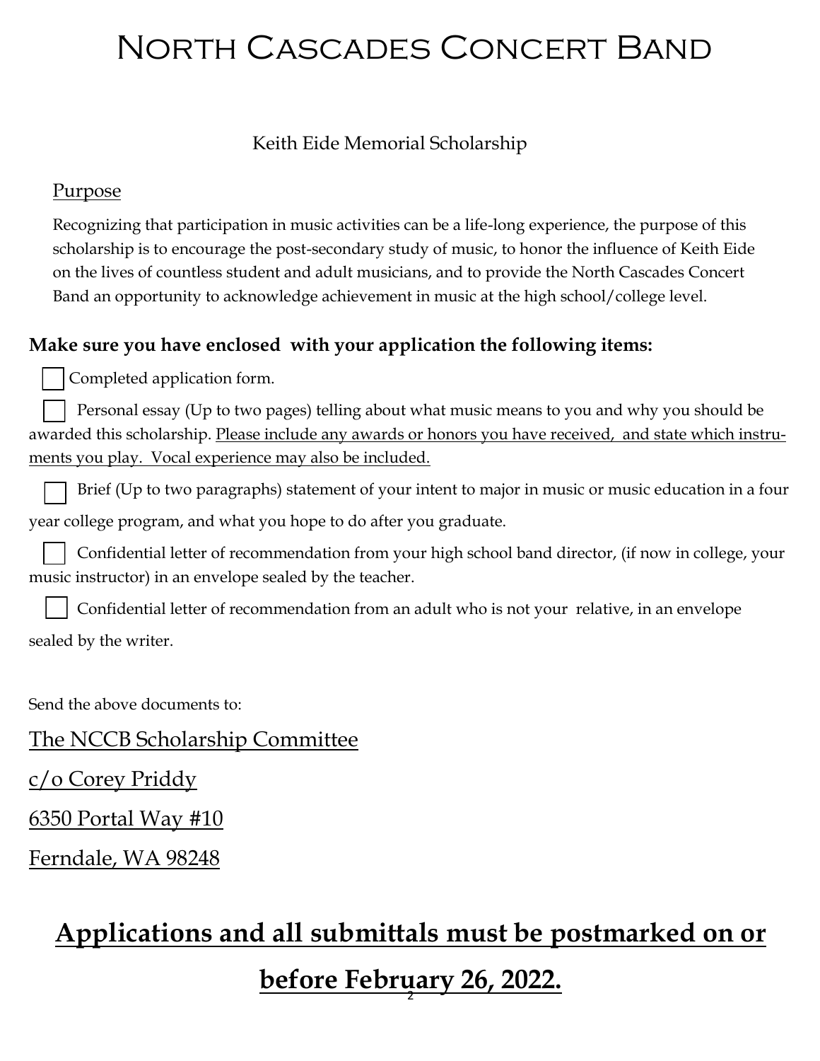# North Cascades Concert Band

Keith Eide Memorial Scholarship

## Purpose

Recognizing that participation in music activities can be a life-long experience, the purpose of this scholarship is to encourage the post-secondary study of music, to honor the influence of Keith Eide on the lives of countless student and adult musicians, and to provide the North Cascades Concert Band an opportunity to acknowledge achievement in music at the high school/college level.

**Make sure you have enclosed with your application the following items:**

- ☐ Completed application form.
- ☐ Personal essay (Up to two pages) telling about what music means to you and why you should be awarded this scholarship. Please include any awards or honors you have received, and state which instruments you play. Vocal experience may also be included.
- ☐ Brief (Up to two paragraphs) statement of your intent to major in music or music education in a four year college program, and what you hope to do after you graduate.
- ☐ Confidential letter of recommendation from your high school band director, (if now in college, your music instructor) in an envelope sealed by the teacher.
- ☐ Confidential letter of recommendation from an adult who is not your relative, in an envelope sealed by the writer.

Send the above documents to:

The NCCB Scholarship Committee

c/o Corey Priddy

6350 Portal Way #10

Ferndale, WA 98248

**Applications and all submittals must be postmarked on or before February 26, 2022.**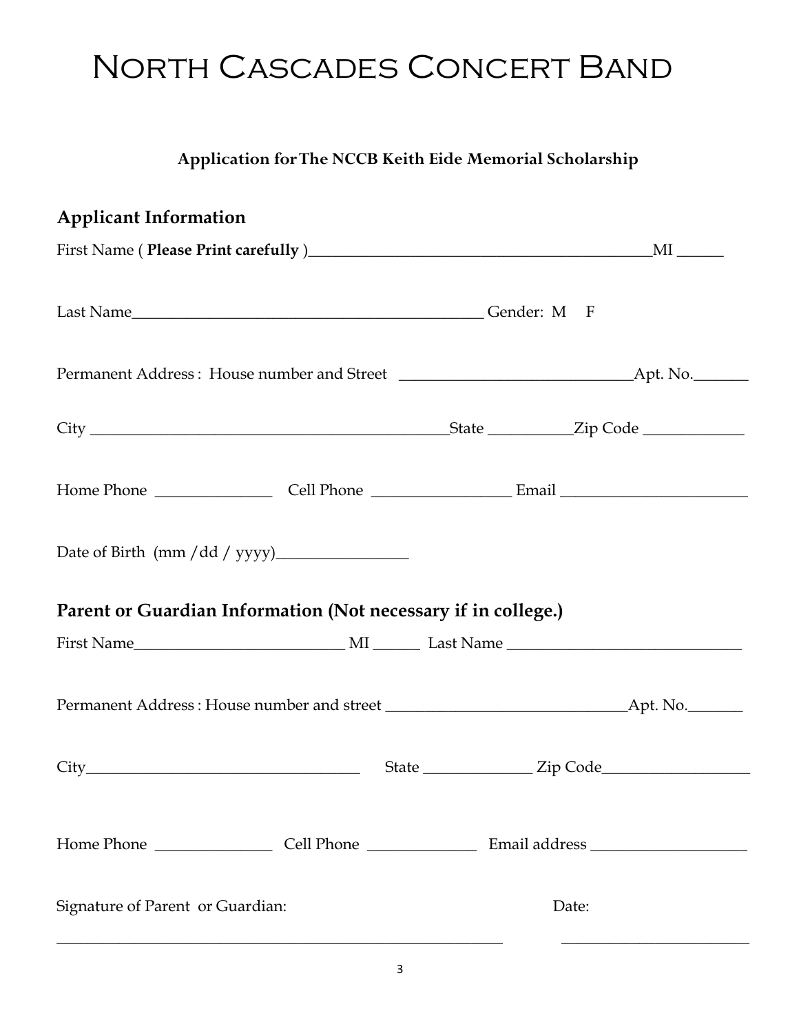# North Cascades Concert Band

**Application for The NCCB Keith Eide Memorial Scholarship**

## Applicant Information

First Name ( **Please Print carefully** )____________________________________________MI ______

Last Name_____________________________________________ Gender: M F

Permanent Address : House number and Street _____________________________Apt. No._______

City ______________________________________________State __________Zip Code ____________

Home Phone ______________ Cell Phone _________________ Email ________________________

Date of Birth (mm /dd / yyyy)________________

## Parent or Guardian Information (Not necessary if in college.)

First Name__________________________ MI ______ Last Name _____________________________

Permanent Address : House number and street ______________________________Apt. No._______

City__________________________________ State _____________ Zip Code__________________

Home Phone ______________ Cell Phone _____________ Email address ___________________

Signature of Parent or Guardian: Date:

__________________________________________________________ ________________________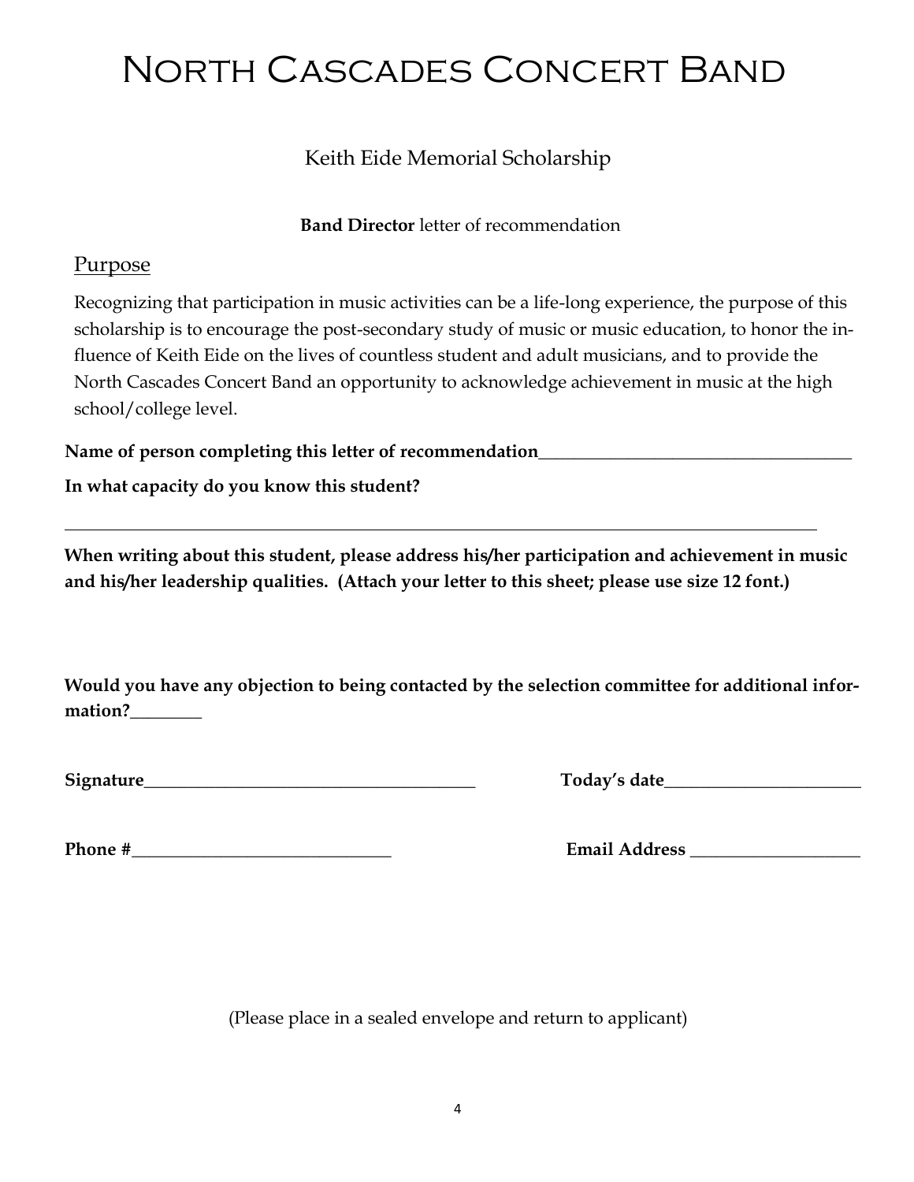# North Cascades Concert Band

Keith Eide Memorial Scholarship

**Band Director** letter of recommendation

## Purpose

Recognizing that participation in music activities can be a life-long experience, the purpose of this scholarship is to encourage the post-secondary study of music or music education, to honor the influence of Keith Eide on the lives of countless student and adult musicians, and to provide the North Cascades Concert Band an opportunity to acknowledge achievement in music at the high school/college level.

**Name of person completing this letter of recommendation**____________________________________

**In what capacity do you know this student?**

________________________________________________________________________________

**When writing about this student, please address his/her participation and achievement in music and his/her leadership qualities. (Attach your letter to this sheet; please use size 12 font.)**

**Would you have any objection to being contacted by the selection committee for additional information?**________

**Signature**_____________________________________ **Today's date**______________________

**Phone #**____________________________ **Email Address** ___________________

(Please place in a sealed envelope and return to applicant)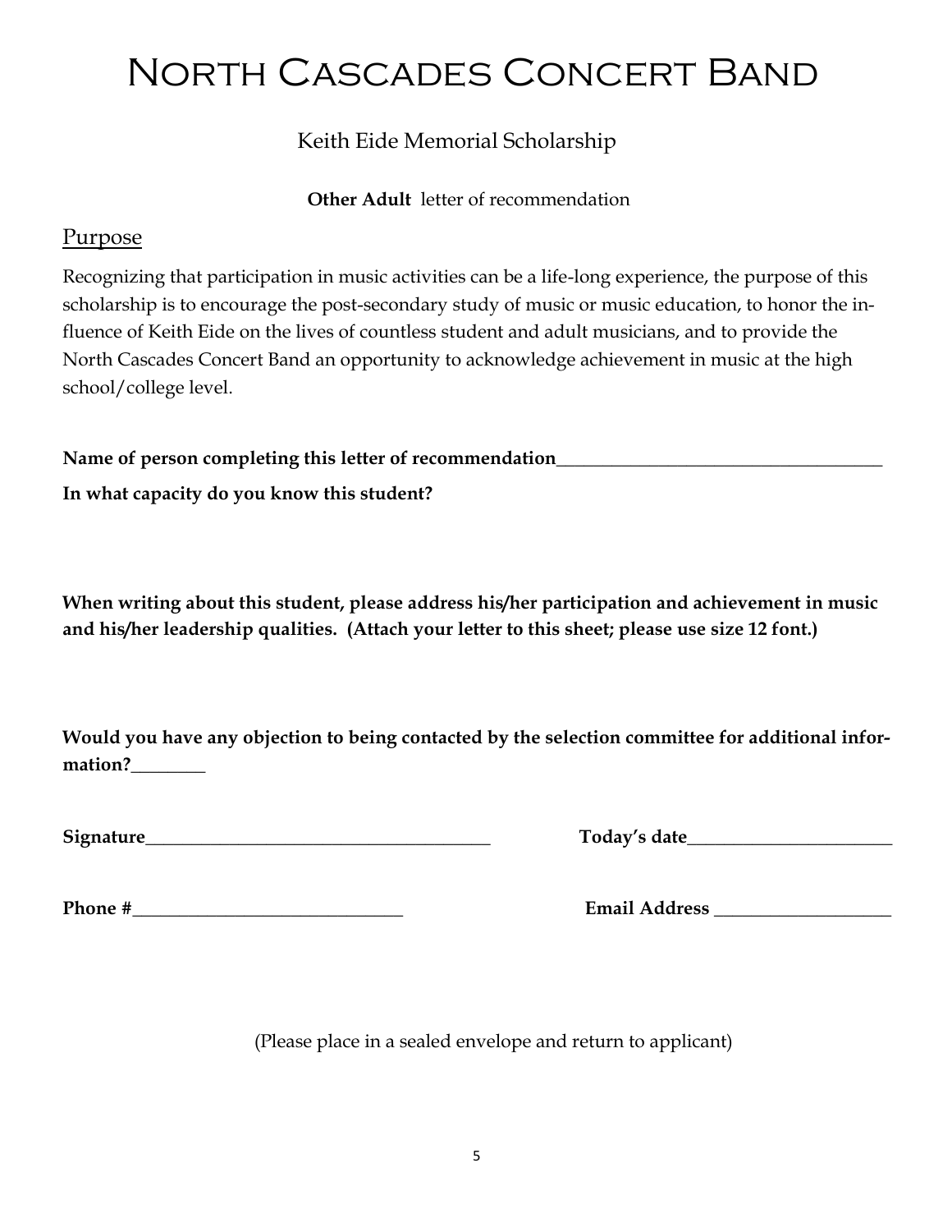# North Cascades Concert Band

Keith Eide Memorial Scholarship

**Other Adult** letter of recommendation

## Purpose

Recognizing that participation in music activities can be a life-long experience, the purpose of this scholarship is to encourage the post-secondary study of music or music education, to honor the influence of Keith Eide on the lives of countless student and adult musicians, and to provide the North Cascades Concert Band an opportunity to acknowledge achievement in music at the high school/college level.

**Name of person completing this letter of recommendation**___________________________________

**In what capacity do you know this student?**

**When writing about this student, please address his/her participation and achievement in music and his/her leadership qualities. (Attach your letter to this sheet; please use size 12 font.)**

**Would you have any objection to being contacted by the selection committee for additional information?**________

**Signature**______________________________________ **Today's date**______________________

**Phone #**_____________________________ **Email Address** ___________________

(Please place in a sealed envelope and return to applicant)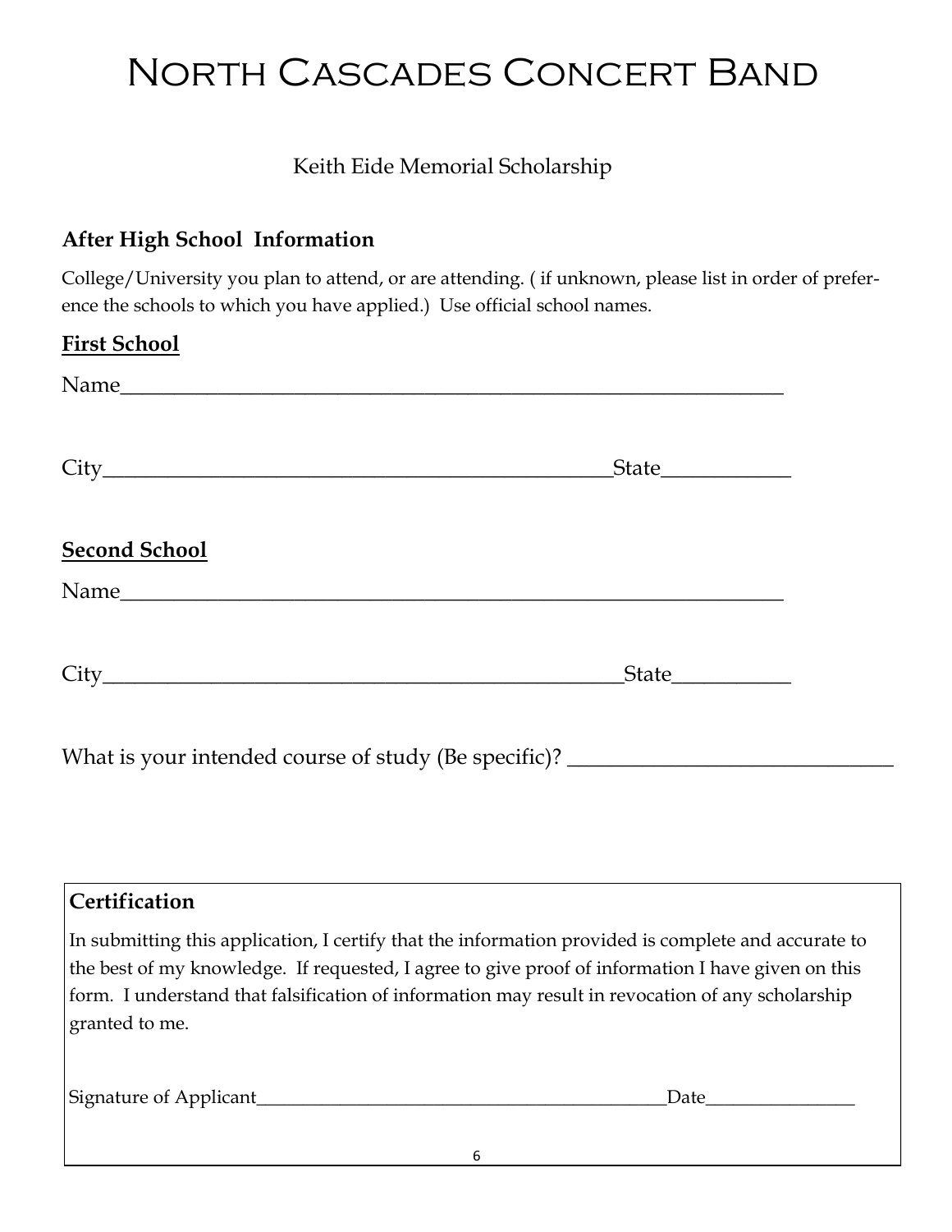# North Cascades Concert Band

Keith Eide Memorial Scholarship

## After High School Information

College/University you plan to attend, or are attending. ( if unknown, please list in order of preference the schools to which you have applied.) Use official school names.

**First School**

Name_______________________________________________________________

City_______________________________________________State___________

**Second School**

Name_______________________________________________________________

City________________________________________________State__________

What is your intended course of study (Be specific)? ___________________________

### Certification

In submitting this application, I certify that the information provided is complete and accurate to the best of my knowledge. If requested, I agree to give proof of information I have given on this form. I understand that falsification of information may result in revocation of any scholarship granted to me.

Signature of Applicant_____________________________________________Date________________